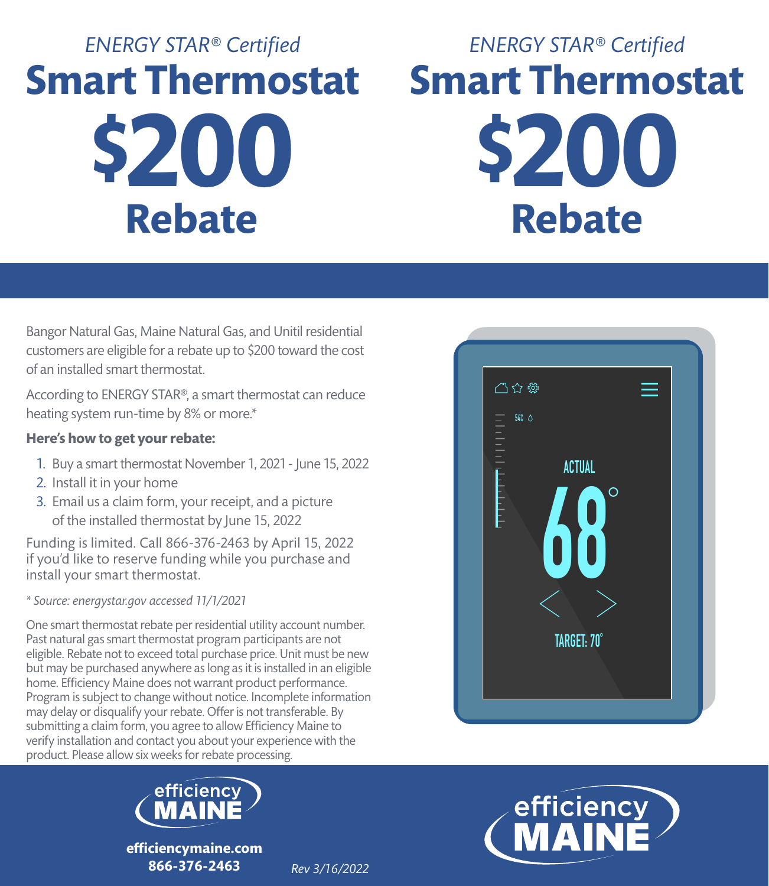*ENERGY STAR® Certified*

# Smart Thermostat $200 Rebate

*ENERGY STAR® Certified*

# Smart Thermostat $200 Rebate

Bangor Natural Gas, Maine Natural Gas, and Unitil residential customers are eligible for a rebate up to $200 toward the cost of an installed smart thermostat.

According to ENERGY STAR®, a smart thermostat can reduce heating system run-time by 8% or more.*

**Here's how to get your rebate:**

1. Buy a smart thermostat November 1, 2021 - June 15, 2022
2. Install it in your home
3. Email us a claim form, your receipt, and a picture of the installed thermostat by June 15, 2022

Funding is limited. Call 866-376-2463 by April 15, 2022 if you'd like to reserve funding while you purchase and install your smart thermostat.

*\* Source: energystar.gov accessed 11/1/2021*

One smart thermostat rebate per residential utility account number. Past natural gas smart thermostat program participants are not eligible. Rebate not to exceed total purchase price. Unit must be new but may be purchased anywhere as long as it is installed in an eligible home. Efficiency Maine does not warrant product performance. Program is subject to change without notice. Incomplete information may delay or disqualify your rebate. Offer is not transferable. By submitting a claim form, you agree to allow Efficiency Maine to verify installation and contact you about your experience with the product. Please allow six weeks for rebate processing.

efficiency MAINE

**efficiencymaine.com**
**866-376-2463**

*Rev 3/16/2022*

efficiency MAINE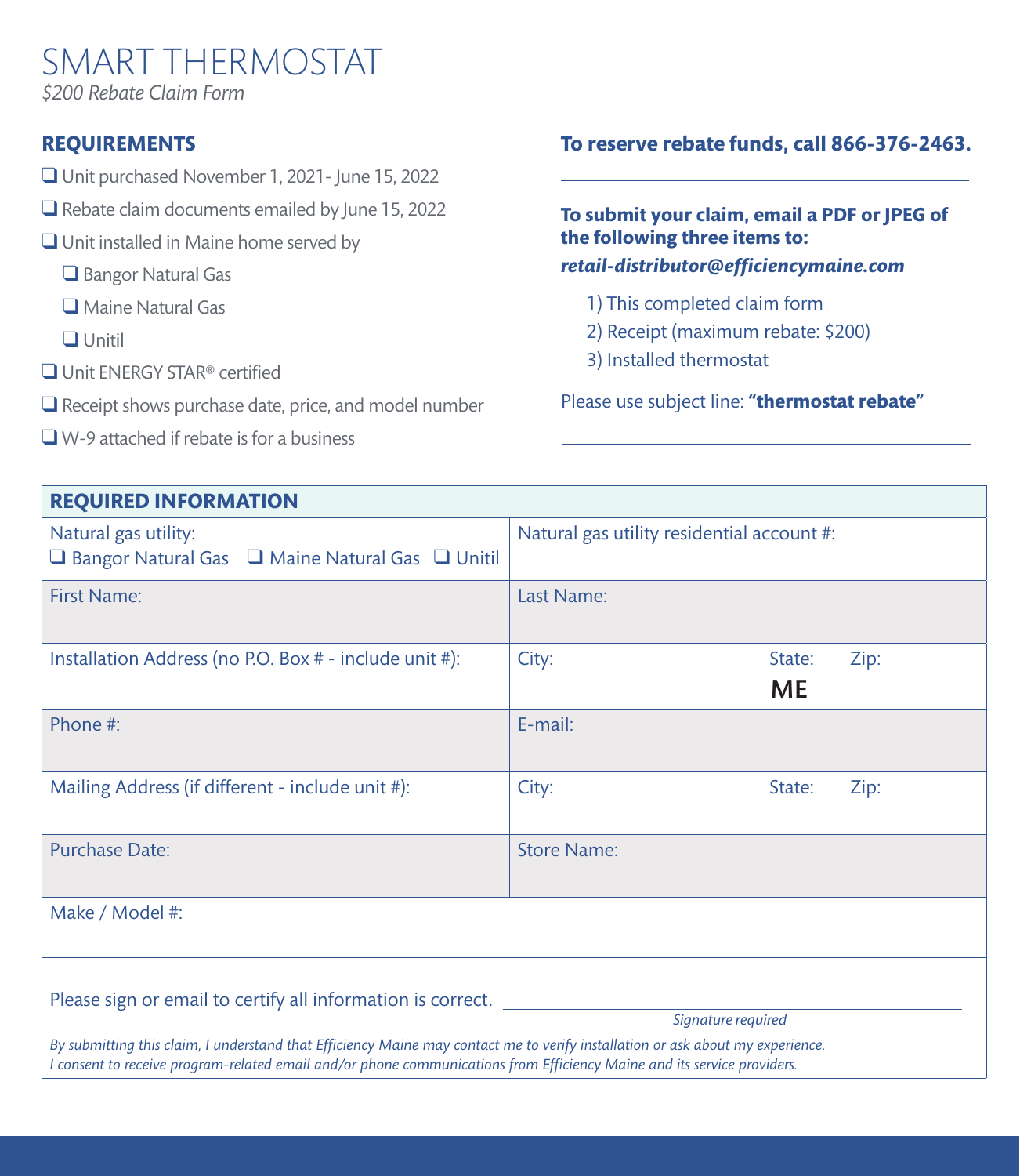# SMART THERMOSTAT

*$200 Rebate Claim Form*

## REQUIREMENTS

- ❑ Unit purchased November 1, 2021- June 15, 2022
- ❑ Rebate claim documents emailed by June 15, 2022
- ❑ Unit installed in Maine home served by
  - ❑ Bangor Natural Gas
  - ❑ Maine Natural Gas
  - ❑ Unitil
- ❑ Unit ENERGY STAR® certified
- ❑ Receipt shows purchase date, price, and model number
- ❑ W-9 attached if rebate is for a business

**To reserve rebate funds, call 866-376-2463.**

**To submit your claim, email a PDF or JPEG of the following three items to:**
***retail-distributor@efficiencymaine.com***

1) This completed claim form
2) Receipt (maximum rebate: $200)
3) Installed thermostat

Please use subject line: **"thermostat rebate"**

## REQUIRED INFORMATION

| | |
|---|---|
| Natural gas utility: ❑ Bangor Natural Gas ❑ Maine Natural Gas ❑ Unitil | Natural gas utility residential account #: |
| First Name: | Last Name: |
| Installation Address (no P.O. Box # - include unit #): | City: State: **ME** Zip: |
| Phone #: | E-mail: |
| Mailing Address (if different - include unit #): | City: State: Zip: |
| Purchase Date: | Store Name: |
| Make / Model #: | |

Please sign or email to certify all information is correct. ______________________
*Signature required*

*By submitting this claim, I understand that Efficiency Maine may contact me to verify installation or ask about my experience. I consent to receive program-related email and/or phone communications from Efficiency Maine and its service providers.*